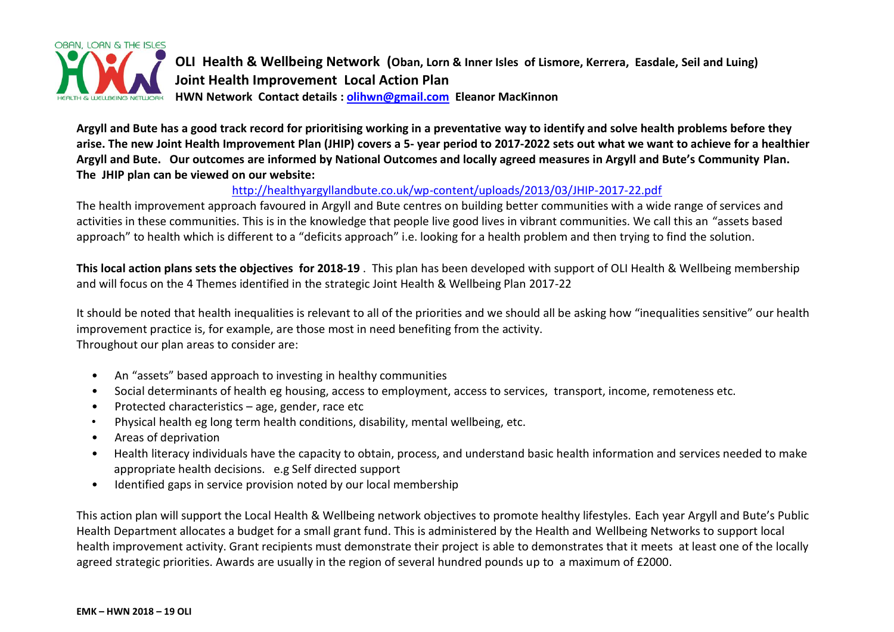# OLI Health & Wellbeing Network (Oban, Lorn & Inner Isles of Lismore, Kerrera, Easdale, Seil and Luing)

## Joint Health Improvement Local Action Plan

**HWN Network Contact details : olihwn@gmail.com Eleanor MacKinnon**

**Argyll and Bute has a good track record for prioritising working in a preventative way to identify and solve health problems before they arise. The new Joint Health Improvement Plan (JHIP) covers a 5- year period to 2017-2022 sets out what we want to achieve for a healthier Argyll and Bute. Our outcomes are informed by National Outcomes and locally agreed measures in Argyll and Bute's Community Plan. The JHIP plan can be viewed on our website:**

http://healthyargyllandbute.co.uk/wp-content/uploads/2013/03/JHIP-2017-22.pdf

The health improvement approach favoured in Argyll and Bute centres on building better communities with a wide range of services and activities in these communities. This is in the knowledge that people live good lives in vibrant communities. We call this an "assets based approach" to health which is different to a "deficits approach" i.e. looking for a health problem and then trying to find the solution.

**This local action plans sets the objectives for 2018-19** . This plan has been developed with support of OLI Health & Wellbeing membership and will focus on the 4 Themes identified in the strategic Joint Health & Wellbeing Plan 2017-22

It should be noted that health inequalities is relevant to all of the priorities and we should all be asking how "inequalities sensitive" our health improvement practice is, for example, are those most in need benefiting from the activity.
Throughout our plan areas to consider are:

- An "assets" based approach to investing in healthy communities
- Social determinants of health eg housing, access to employment, access to services, transport, income, remoteness etc.
- Protected characteristics – age, gender, race etc
- Physical health eg long term health conditions, disability, mental wellbeing, etc.
- Areas of deprivation
- Health literacy individuals have the capacity to obtain, process, and understand basic health information and services needed to make appropriate health decisions. e.g Self directed support
- Identified gaps in service provision noted by our local membership

This action plan will support the Local Health & Wellbeing network objectives to promote healthy lifestyles. Each year Argyll and Bute's Public Health Department allocates a budget for a small grant fund. This is administered by the Health and Wellbeing Networks to support local health improvement activity. Grant recipients must demonstrate their project is able to demonstrates that it meets at least one of the locally agreed strategic priorities. Awards are usually in the region of several hundred pounds up to a maximum of £2000.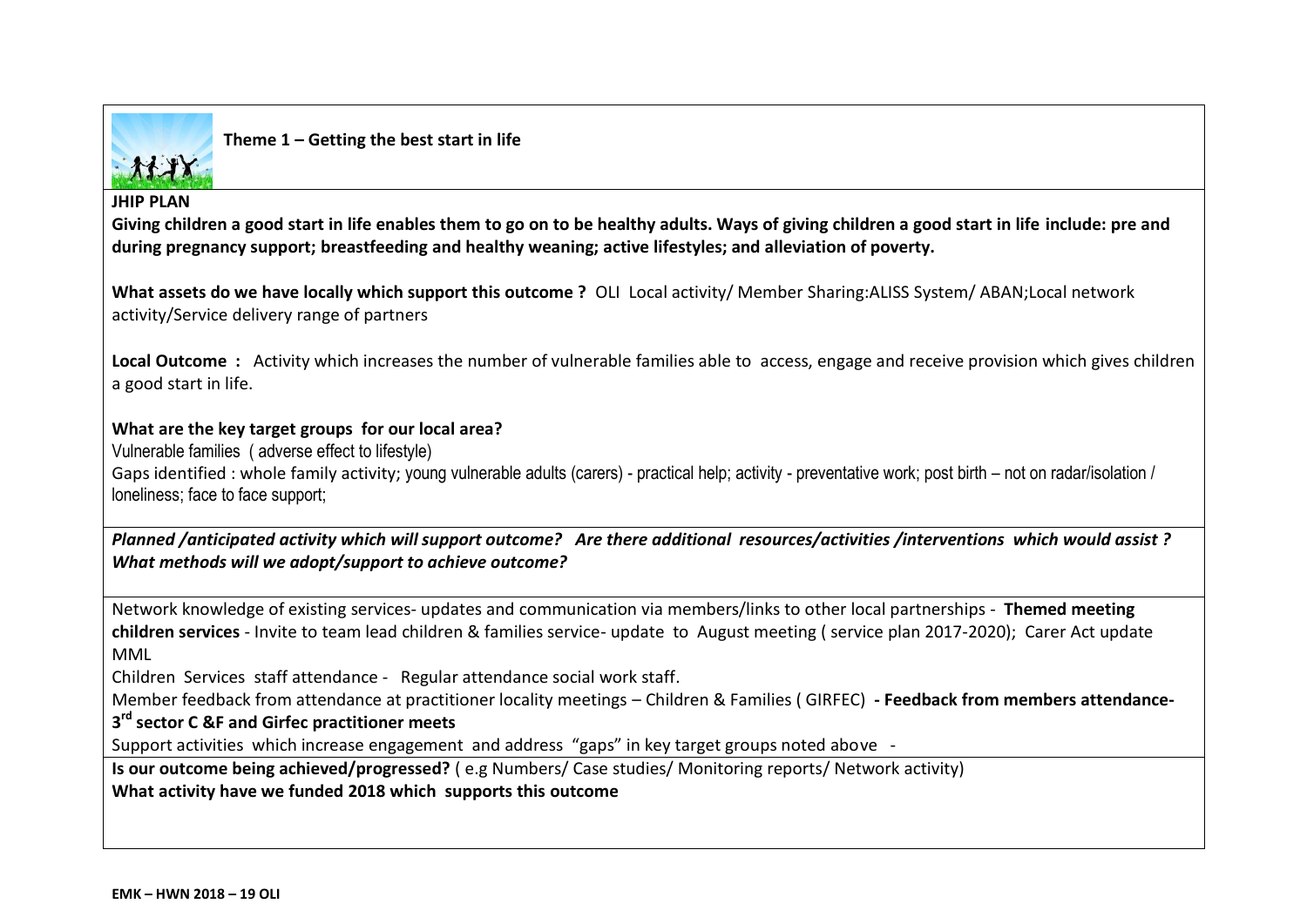**Theme 1 – Getting the best start in life**

**JHIP PLAN**

**Giving children a good start in life enables them to go on to be healthy adults. Ways of giving children a good start in life include: pre and during pregnancy support; breastfeeding and healthy weaning; active lifestyles; and alleviation of poverty.**

**What assets do we have locally which support this outcome ?** OLI Local activity/ Member Sharing:ALISS System/ ABAN;Local network activity/Service delivery range of partners

**Local Outcome :** Activity which increases the number of vulnerable families able to access, engage and receive provision which gives children a good start in life.

**What are the key target groups for our local area?**

Vulnerable families ( adverse effect to lifestyle)

Gaps identified : whole family activity; young vulnerable adults (carers) - practical help; activity - preventative work; post birth – not on radar/isolation / loneliness; face to face support;

***Planned /anticipated activity which will support outcome? Are there additional resources/activities /interventions which would assist ? What methods will we adopt/support to achieve outcome?***

Network knowledge of existing services- updates and communication via members/links to other local partnerships - **Themed meeting children services** - Invite to team lead children & families service- update to August meeting ( service plan 2017-2020); Carer Act update MML

Children Services staff attendance - Regular attendance social work staff.

Member feedback from attendance at practitioner locality meetings – Children & Families ( GIRFEC) **- Feedback from members attendance- 3rd sector C &F and Girfec practitioner meets**

Support activities which increase engagement and address "gaps" in key target groups noted above -

**Is our outcome being achieved/progressed?** ( e.g Numbers/ Case studies/ Monitoring reports/ Network activity)

**What activity have we funded 2018 which supports this outcome**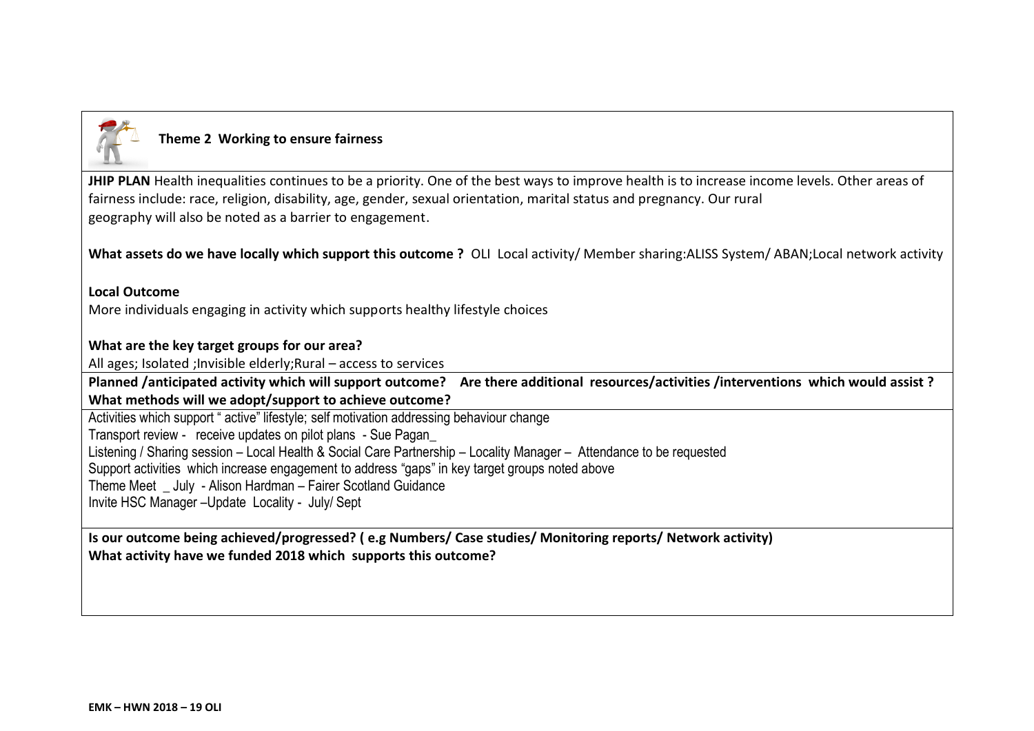## Theme 2 Working to ensure fairness

**JHIP PLAN** Health inequalities continues to be a priority. One of the best ways to improve health is to increase income levels. Other areas of fairness include: race, religion, disability, age, gender, sexual orientation, marital status and pregnancy. Our rural geography will also be noted as a barrier to engagement.

**What assets do we have locally which support this outcome ?** OLI Local activity/ Member sharing:ALISS System/ ABAN;Local network activity

**Local Outcome**

More individuals engaging in activity which supports healthy lifestyle choices

**What are the key target groups for our area?**

All ages; Isolated ;Invisible elderly;Rural – access to services

**Planned /anticipated activity which will support outcome? Are there additional resources/activities /interventions which would assist ? What methods will we adopt/support to achieve outcome?**

Activities which support " active" lifestyle; self motivation addressing behaviour change
Transport review - receive updates on pilot plans - Sue Pagan_
Listening / Sharing session – Local Health & Social Care Partnership – Locality Manager – Attendance to be requested
Support activities which increase engagement to address "gaps" in key target groups noted above
Theme Meet _ July - Alison Hardman – Fairer Scotland Guidance
Invite HSC Manager –Update Locality - July/ Sept

**Is our outcome being achieved/progressed? ( e.g Numbers/ Case studies/ Monitoring reports/ Network activity)**
**What activity have we funded 2018 which supports this outcome?**

**EMK – HWN 2018 – 19 OLI**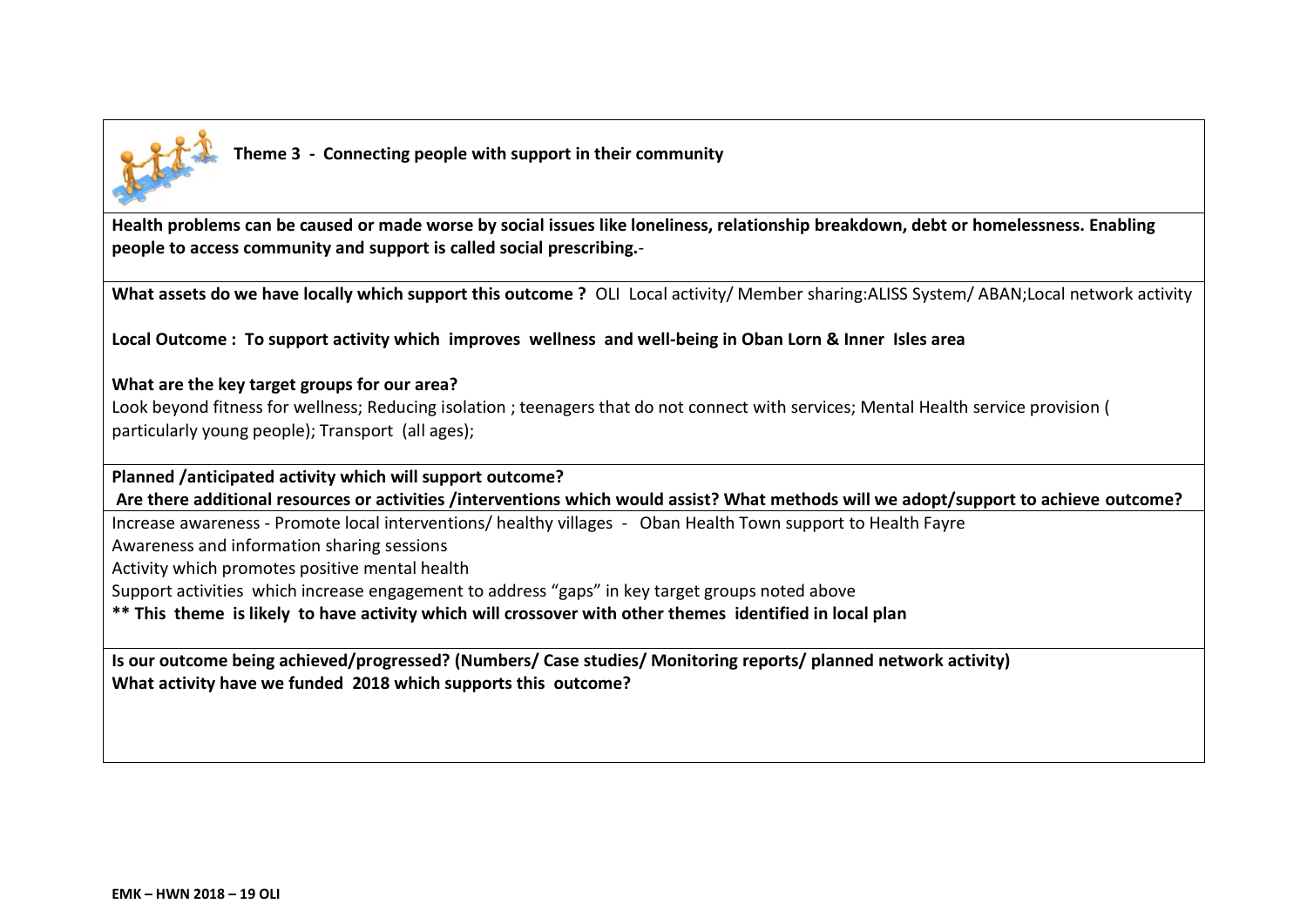**Theme 3 - Connecting people with support in their community**

**Health problems can be caused or made worse by social issues like loneliness, relationship breakdown, debt or homelessness. Enabling people to access community and support is called social prescribing.**-

**What assets do we have locally which support this outcome ?** OLI Local activity/ Member sharing:ALISS System/ ABAN;Local network activity

**Local Outcome : To support activity which improves wellness and well-being in Oban Lorn & Inner Isles area**

**What are the key target groups for our area?**

Look beyond fitness for wellness; Reducing isolation ; teenagers that do not connect with services; Mental Health service provision ( particularly young people); Transport (all ages);

**Planned /anticipated activity which will support outcome?**

**Are there additional resources or activities /interventions which would assist? What methods will we adopt/support to achieve outcome?**

Increase awareness - Promote local interventions/ healthy villages - Oban Health Town support to Health Fayre

Awareness and information sharing sessions

Activity which promotes positive mental health

Support activities which increase engagement to address "gaps" in key target groups noted above

**\*\* This theme is likely to have activity which will crossover with other themes identified in local plan**

**Is our outcome being achieved/progressed? (Numbers/ Case studies/ Monitoring reports/ planned network activity)**

**What activity have we funded 2018 which supports this outcome?**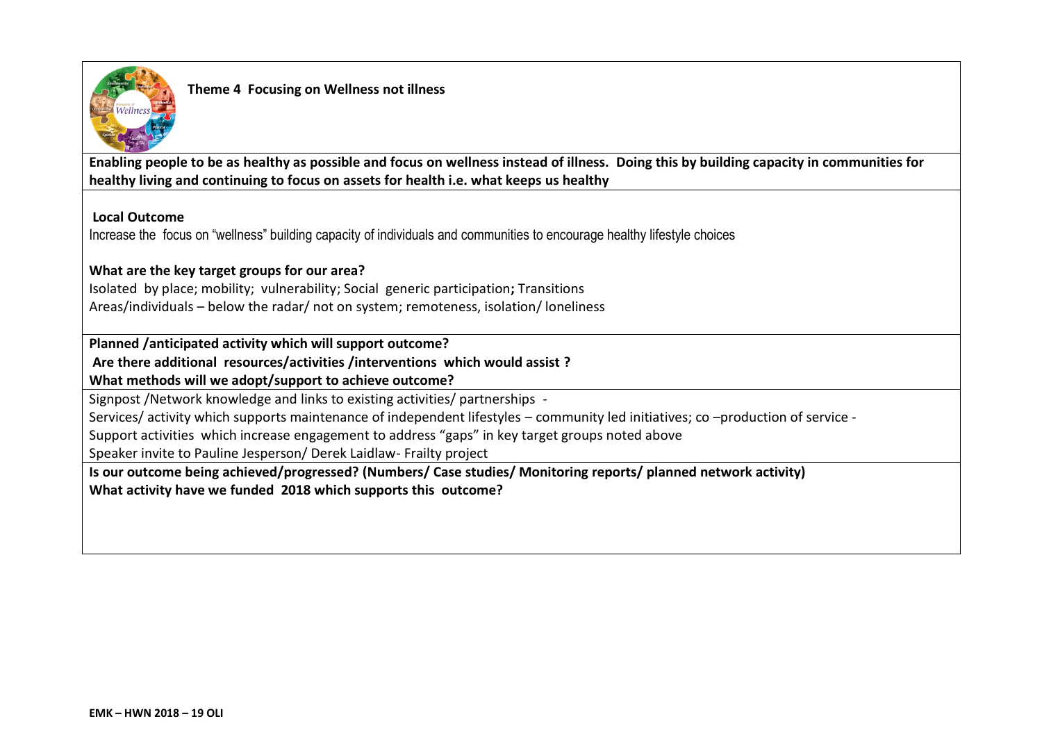## Theme 4 Focusing on Wellness not illness

**Enabling people to be as healthy as possible and focus on wellness instead of illness. Doing this by building capacity in communities for healthy living and continuing to focus on assets for health i.e. what keeps us healthy**

**Local Outcome**

Increase the focus on "wellness" building capacity of individuals and communities to encourage healthy lifestyle choices

**What are the key target groups for our area?**

Isolated by place; mobility; vulnerability; Social generic participation**;** Transitions
Areas/individuals – below the radar/ not on system; remoteness, isolation/ loneliness

**Planned /anticipated activity which will support outcome?**
**Are there additional resources/activities /interventions which would assist ?**
**What methods will we adopt/support to achieve outcome?**

Signpost /Network knowledge and links to existing activities/ partnerships -
Services/ activity which supports maintenance of independent lifestyles – community led initiatives; co –production of service -
Support activities which increase engagement to address "gaps" in key target groups noted above
Speaker invite to Pauline Jesperson/ Derek Laidlaw- Frailty project

**Is our outcome being achieved/progressed? (Numbers/ Case studies/ Monitoring reports/ planned network activity)**
**What activity have we funded 2018 which supports this outcome?**